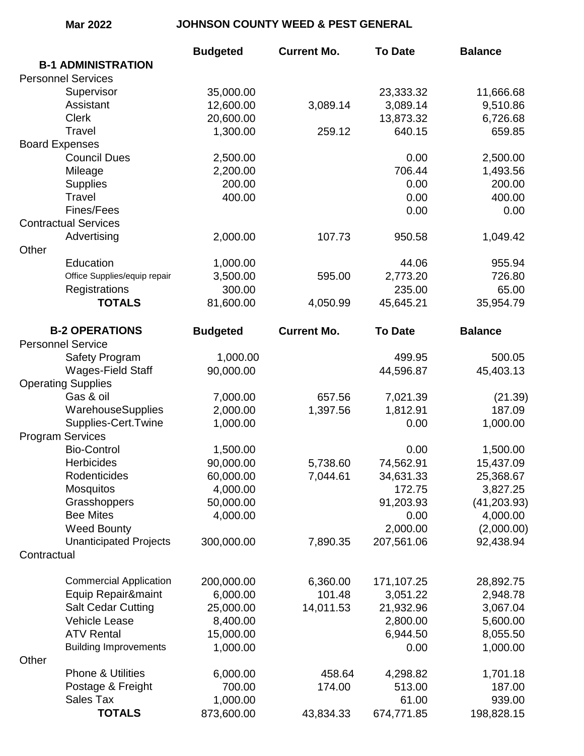**Mar 2022** **JOHNSON COUNTY WEED & PEST GENERAL**

| | Budgeted | Current Mo. | To Date | Balance |
|---|---|---|---|---|
| **B-1 ADMINISTRATION** | | | | |
| Personnel Services | | | | |
| Supervisor | 35,000.00 | | 23,333.32 | 11,666.68 |
| Assistant | 12,600.00 | 3,089.14 | 3,089.14 | 9,510.86 |
| Clerk | 20,600.00 | | 13,873.32 | 6,726.68 |
| Travel | 1,300.00 | 259.12 | 640.15 | 659.85 |
| Board Expenses | | | | |
| Council Dues | 2,500.00 | | 0.00 | 2,500.00 |
| Mileage | 2,200.00 | | 706.44 | 1,493.56 |
| Supplies | 200.00 | | 0.00 | 200.00 |
| Travel | 400.00 | | 0.00 | 400.00 |
| Fines/Fees | | | 0.00 | 0.00 |
| Contractual Services | | | | |
| Advertising | 2,000.00 | 107.73 | 950.58 | 1,049.42 |
| Other | | | | |
| Education | 1,000.00 | | 44.06 | 955.94 |
| Office Supplies/equip repair | 3,500.00 | 595.00 | 2,773.20 | 726.80 |
| Registrations | 300.00 | | 235.00 | 65.00 |
| **TOTALS** | 81,600.00 | 4,050.99 | 45,645.21 | 35,954.79 |

| **B-2 OPERATIONS** | Budgeted | Current Mo. | To Date | Balance |
|---|---|---|---|---|
| Personnel Service | | | | |
| Safety Program | 1,000.00 | | 499.95 | 500.05 |
| Wages-Field Staff | 90,000.00 | | 44,596.87 | 45,403.13 |
| Operating Supplies | | | | |
| Gas & oil | 7,000.00 | 657.56 | 7,021.39 | (21.39) |
| WarehouseSupplies | 2,000.00 | 1,397.56 | 1,812.91 | 187.09 |
| Supplies-Cert.Twine | 1,000.00 | | 0.00 | 1,000.00 |
| Program Services | | | | |
| Bio-Control | 1,500.00 | | 0.00 | 1,500.00 |
| Herbicides | 90,000.00 | 5,738.60 | 74,562.91 | 15,437.09 |
| Rodenticides | 60,000.00 | 7,044.61 | 34,631.33 | 25,368.67 |
| Mosquitos | 4,000.00 | | 172.75 | 3,827.25 |
| Grasshoppers | 50,000.00 | | 91,203.93 | (41,203.93) |
| Bee Mites | 4,000.00 | | 0.00 | 4,000.00 |
| Weed Bounty | | | 2,000.00 | (2,000.00) |
| Unanticipated Projects | 300,000.00 | 7,890.35 | 207,561.06 | 92,438.94 |
| Contractual | | | | |
| Commercial Application | 200,000.00 | 6,360.00 | 171,107.25 | 28,892.75 |
| Equip Repair&maint | 6,000.00 | 101.48 | 3,051.22 | 2,948.78 |
| Salt Cedar Cutting | 25,000.00 | 14,011.53 | 21,932.96 | 3,067.04 |
| Vehicle Lease | 8,400.00 | | 2,800.00 | 5,600.00 |
| ATV Rental | 15,000.00 | | 6,944.50 | 8,055.50 |
| Building Improvements | 1,000.00 | | 0.00 | 1,000.00 |
| Other | | | | |
| Phone & Utilities | 6,000.00 | 458.64 | 4,298.82 | 1,701.18 |
| Postage & Freight | 700.00 | 174.00 | 513.00 | 187.00 |
| Sales Tax | 1,000.00 | | 61.00 | 939.00 |
| **TOTALS** | 873,600.00 | 43,834.33 | 674,771.85 | 198,828.15 |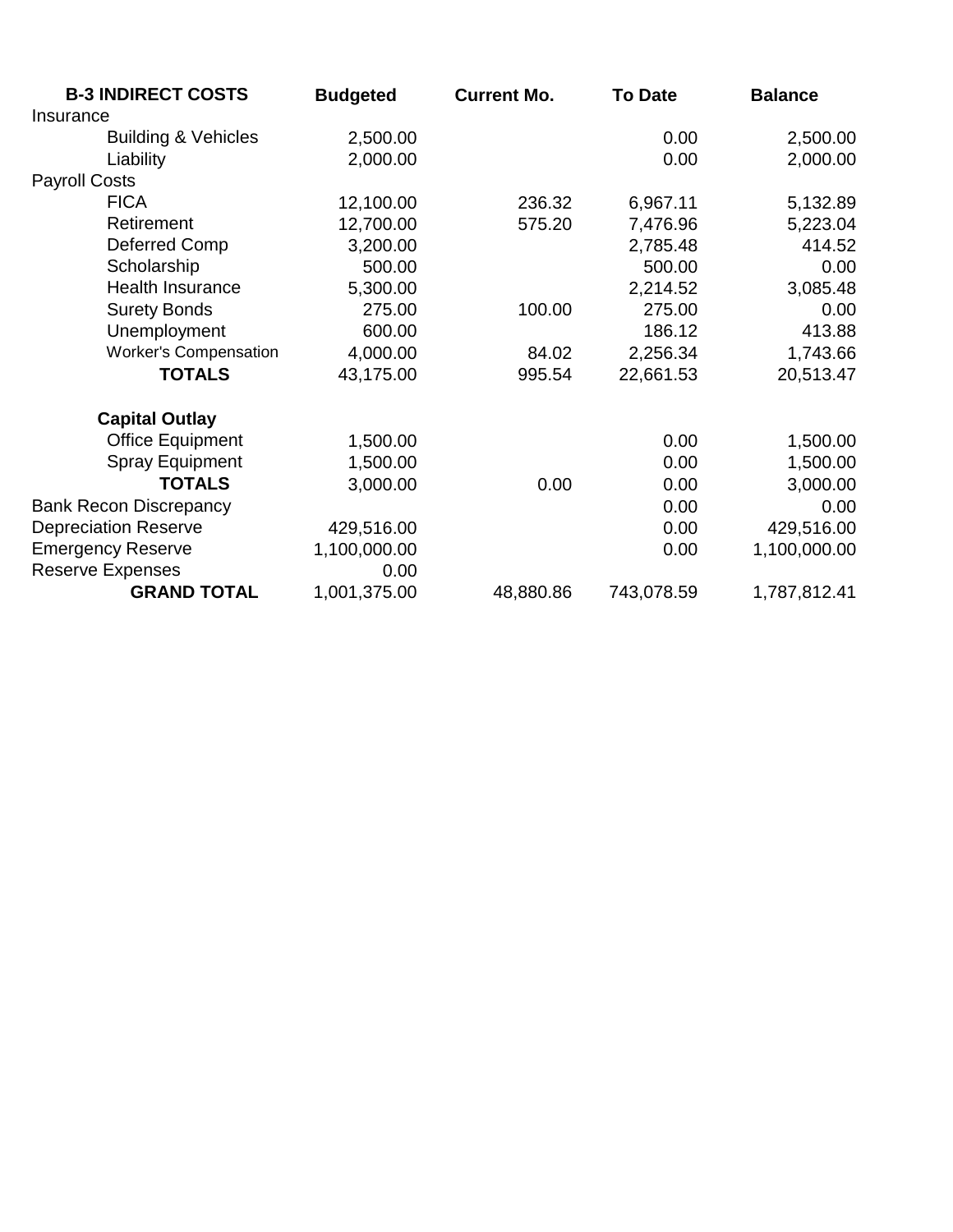| B-3 INDIRECT COSTS | Budgeted | Current Mo. | To Date | Balance |
|---|---|---|---|---|
| Insurance | | | | |
| Building & Vehicles | 2,500.00 | | 0.00 | 2,500.00 |
| Liability | 2,000.00 | | 0.00 | 2,000.00 |
| Payroll Costs | | | | |
| FICA | 12,100.00 | 236.32 | 6,967.11 | 5,132.89 |
| Retirement | 12,700.00 | 575.20 | 7,476.96 | 5,223.04 |
| Deferred Comp | 3,200.00 | | 2,785.48 | 414.52 |
| Scholarship | 500.00 | | 500.00 | 0.00 |
| Health Insurance | 5,300.00 | | 2,214.52 | 3,085.48 |
| Surety Bonds | 275.00 | 100.00 | 275.00 | 0.00 |
| Unemployment | 600.00 | | 186.12 | 413.88 |
| Worker's Compensation | 4,000.00 | 84.02 | 2,256.34 | 1,743.66 |
| **TOTALS** | 43,175.00 | 995.54 | 22,661.53 | 20,513.47 |
| | | | | |
| **Capital Outlay** | | | | |
| Office Equipment | 1,500.00 | | 0.00 | 1,500.00 |
| Spray Equipment | 1,500.00 | | 0.00 | 1,500.00 |
| **TOTALS** | 3,000.00 | 0.00 | 0.00 | 3,000.00 |
| Bank Recon Discrepancy | | | 0.00 | 0.00 |
| Depreciation Reserve | 429,516.00 | | 0.00 | 429,516.00 |
| Emergency Reserve | 1,100,000.00 | | 0.00 | 1,100,000.00 |
| Reserve Expenses | 0.00 | | | |
| **GRAND TOTAL** | 1,001,375.00 | 48,880.86 | 743,078.59 | 1,787,812.41 |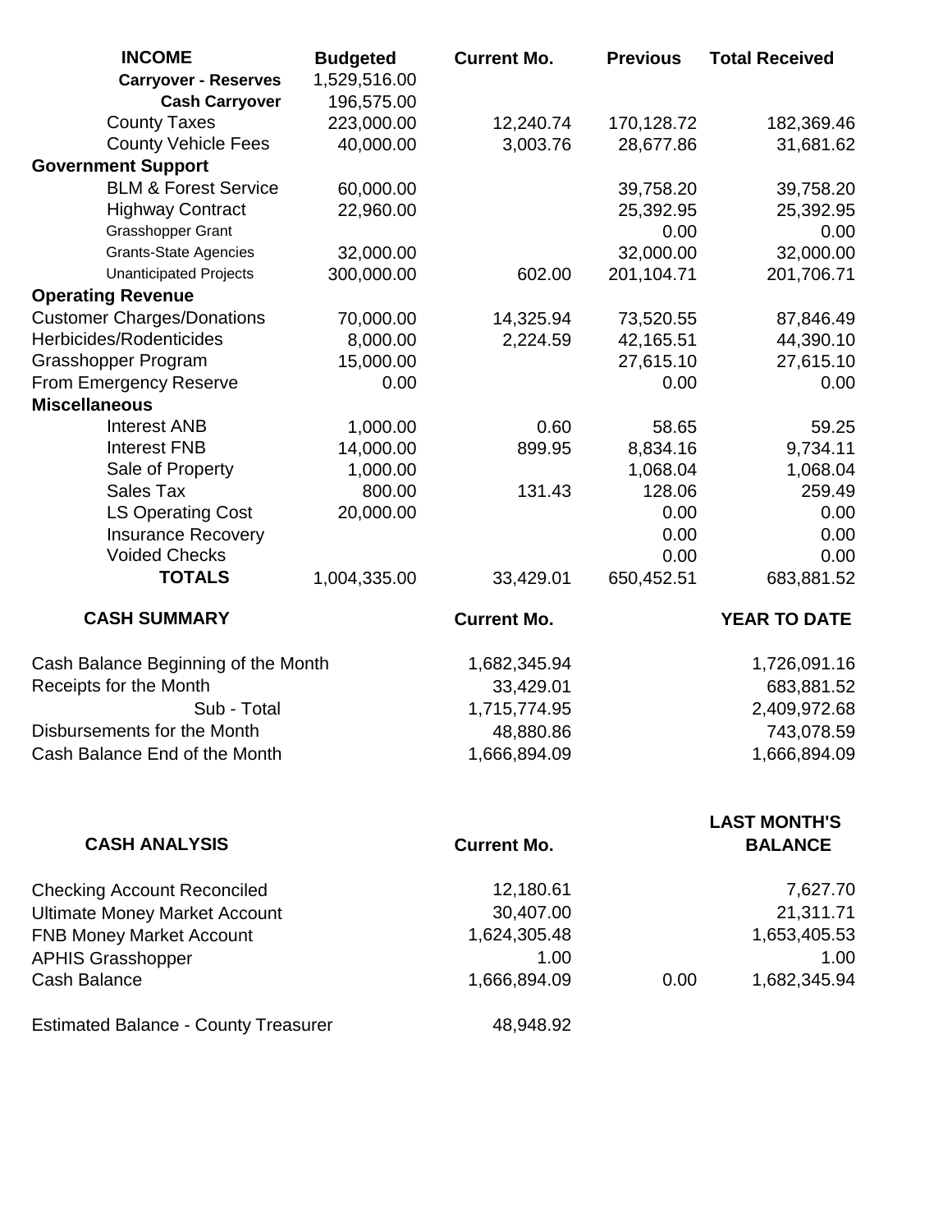| INCOME | Budgeted | Current Mo. | Previous | Total Received |
|---|---|---|---|---|
| **Carryover - Reserves** | 1,529,516.00 | | | |
| **Cash Carryover** | 196,575.00 | | | |
| County Taxes | 223,000.00 | 12,240.74 | 170,128.72 | 182,369.46 |
| County Vehicle Fees | 40,000.00 | 3,003.76 | 28,677.86 | 31,681.62 |
| **Government Support** | | | | |
| BLM & Forest Service | 60,000.00 | | 39,758.20 | 39,758.20 |
| Highway Contract | 22,960.00 | | 25,392.95 | 25,392.95 |
| Grasshopper Grant | | | 0.00 | 0.00 |
| Grants-State Agencies | 32,000.00 | | 32,000.00 | 32,000.00 |
| Unanticipated Projects | 300,000.00 | 602.00 | 201,104.71 | 201,706.71 |
| **Operating Revenue** | | | | |
| Customer Charges/Donations | 70,000.00 | 14,325.94 | 73,520.55 | 87,846.49 |
| Herbicides/Rodenticides | 8,000.00 | 2,224.59 | 42,165.51 | 44,390.10 |
| Grasshopper Program | 15,000.00 | | 27,615.10 | 27,615.10 |
| From Emergency Reserve | 0.00 | | 0.00 | 0.00 |
| **Miscellaneous** | | | | |
| Interest ANB | 1,000.00 | 0.60 | 58.65 | 59.25 |
| Interest FNB | 14,000.00 | 899.95 | 8,834.16 | 9,734.11 |
| Sale of Property | 1,000.00 | | 1,068.04 | 1,068.04 |
| Sales Tax | 800.00 | 131.43 | 128.06 | 259.49 |
| LS Operating Cost | 20,000.00 | | 0.00 | 0.00 |
| Insurance Recovery | | | 0.00 | 0.00 |
| Voided Checks | | | 0.00 | 0.00 |
| **TOTALS** | 1,004,335.00 | 33,429.01 | 650,452.51 | 683,881.52 |

| CASH SUMMARY | Current Mo. | YEAR TO DATE |
|---|---|---|
| Cash Balance Beginning of the Month | 1,682,345.94 | 1,726,091.16 |
| Receipts for the Month | 33,429.01 | 683,881.52 |
| Sub - Total | 1,715,774.95 | 2,409,972.68 |
| Disbursements for the Month | 48,880.86 | 743,078.59 |
| Cash Balance End of the Month | 1,666,894.09 | 1,666,894.09 |

| CASH ANALYSIS | Current Mo. | | LAST MONTH'S BALANCE |
|---|---|---|---|
| Checking Account Reconciled | 12,180.61 | | 7,627.70 |
| Ultimate Money Market Account | 30,407.00 | | 21,311.71 |
| FNB Money Market Account | 1,624,305.48 | | 1,653,405.53 |
| APHIS Grasshopper | 1.00 | | 1.00 |
| Cash Balance | 1,666,894.09 | 0.00 | 1,682,345.94 |

Estimated Balance - County Treasurer 48,948.92